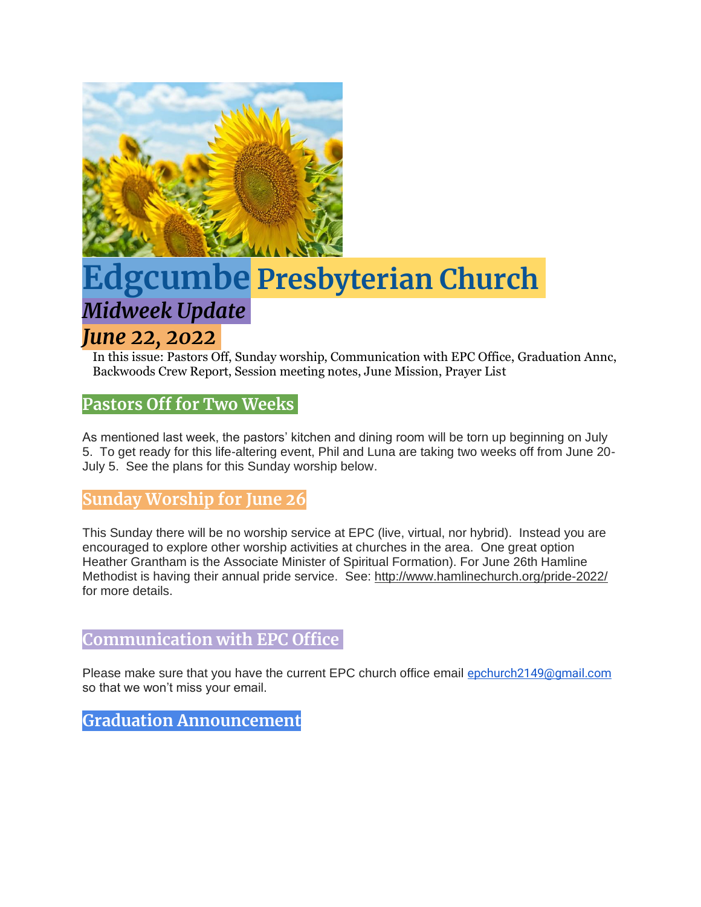# Edgcumbe Presbyterian Church

## *Midweek Update*

## *June 22, 2022*

In this issue: Pastors Off, Sunday worship, Communication with EPC Office, Graduation Annc, Backwoods Crew Report, Session meeting notes, June Mission, Prayer List

## Pastors Off for Two Weeks

As mentioned last week, the pastors' kitchen and dining room will be torn up beginning on July 5. To get ready for this life-altering event, Phil and Luna are taking two weeks off from June 20-July 5. See the plans for this Sunday worship below.

## Sunday Worship for June 26

This Sunday there will be no worship service at EPC (live, virtual, nor hybrid). Instead you are encouraged to explore other worship activities at churches in the area. One great option Heather Grantham is the Associate Minister of Spiritual Formation). For June 26th Hamline Methodist is having their annual pride service. See: http://www.hamlinechurch.org/pride-2022/ for more details.

## Communication with EPC Office

Please make sure that you have the current EPC church office email epchurch2149@gmail.com so that we won't miss your email.

## Graduation Announcement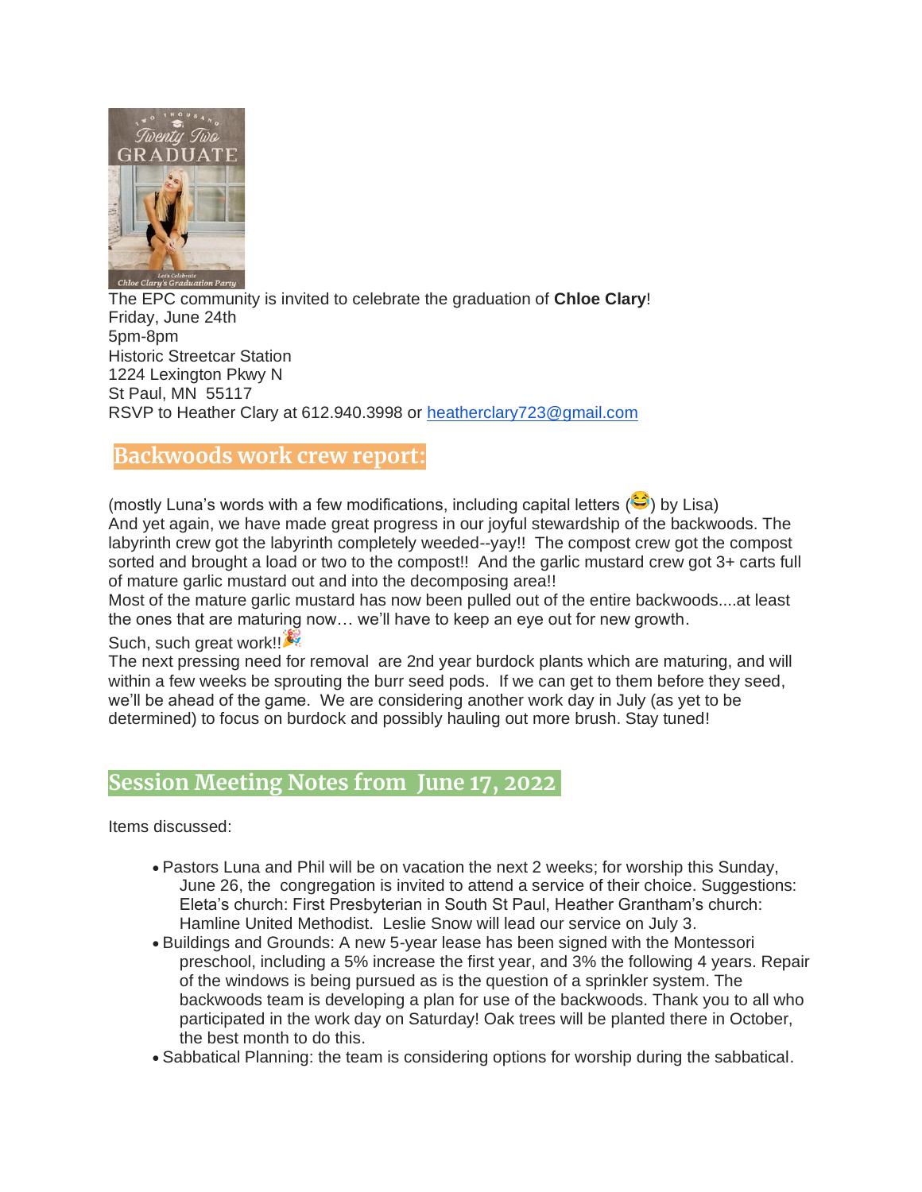The EPC community is invited to celebrate the graduation of **Chloe Clary**!
Friday, June 24th
5pm-8pm
Historic Streetcar Station
1224 Lexington Pkwy N
St Paul, MN 55117
RSVP to Heather Clary at 612.940.3998 or heatherclary723@gmail.com

## Backwoods work crew report:

(mostly Luna's words with a few modifications, including capital letters (😂) by Lisa)
And yet again, we have made great progress in our joyful stewardship of the backwoods. The labyrinth crew got the labyrinth completely weeded--yay!! The compost crew got the compost sorted and brought a load or two to the compost!! And the garlic mustard crew got 3+ carts full of mature garlic mustard out and into the decomposing area!!
Most of the mature garlic mustard has now been pulled out of the entire backwoods....at least the ones that are maturing now… we'll have to keep an eye out for new growth.
Such, such great work!!🎉
The next pressing need for removal are 2nd year burdock plants which are maturing, and will within a few weeks be sprouting the burr seed pods. If we can get to them before they seed, we'll be ahead of the game. We are considering another work day in July (as yet to be determined) to focus on burdock and possibly hauling out more brush. Stay tuned!

## Session Meeting Notes from June 17, 2022

Items discussed:

- Pastors Luna and Phil will be on vacation the next 2 weeks; for worship this Sunday, June 26, the congregation is invited to attend a service of their choice. Suggestions: Eleta's church: First Presbyterian in South St Paul, Heather Grantham's church: Hamline United Methodist. Leslie Snow will lead our service on July 3.
- Buildings and Grounds: A new 5-year lease has been signed with the Montessori preschool, including a 5% increase the first year, and 3% the following 4 years. Repair of the windows is being pursued as is the question of a sprinkler system. The backwoods team is developing a plan for use of the backwoods. Thank you to all who participated in the work day on Saturday! Oak trees will be planted there in October, the best month to do this.
- Sabbatical Planning: the team is considering options for worship during the sabbatical.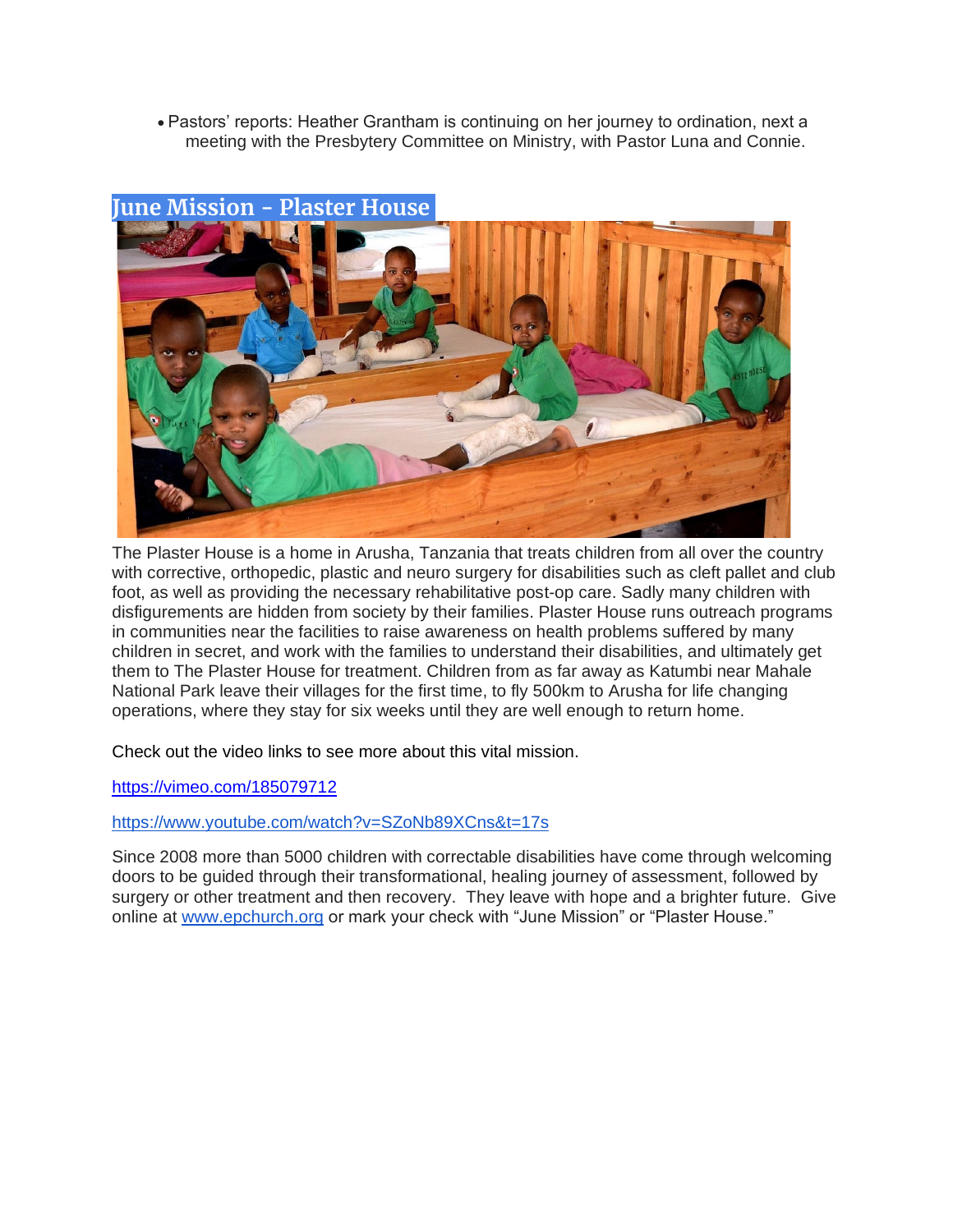- Pastors' reports: Heather Grantham is continuing on her journey to ordination, next a meeting with the Presbytery Committee on Ministry, with Pastor Luna and Connie.

## June Mission - Plaster House

The Plaster House is a home in Arusha, Tanzania that treats children from all over the country with corrective, orthopedic, plastic and neuro surgery for disabilities such as cleft pallet and club foot, as well as providing the necessary rehabilitative post-op care. Sadly many children with disfigurements are hidden from society by their families. Plaster House runs outreach programs in communities near the facilities to raise awareness on health problems suffered by many children in secret, and work with the families to understand their disabilities, and ultimately get them to The Plaster House for treatment. Children from as far away as Katumbi near Mahale National Park leave their villages for the first time, to fly 500km to Arusha for life changing operations, where they stay for six weeks until they are well enough to return home.

Check out the video links to see more about this vital mission.

https://vimeo.com/185079712

https://www.youtube.com/watch?v=SZoNb89XCns&t=17s

Since 2008 more than 5000 children with correctable disabilities have come through welcoming doors to be guided through their transformational, healing journey of assessment, followed by surgery or other treatment and then recovery. They leave with hope and a brighter future. Give online at www.epchurch.org or mark your check with "June Mission" or "Plaster House."